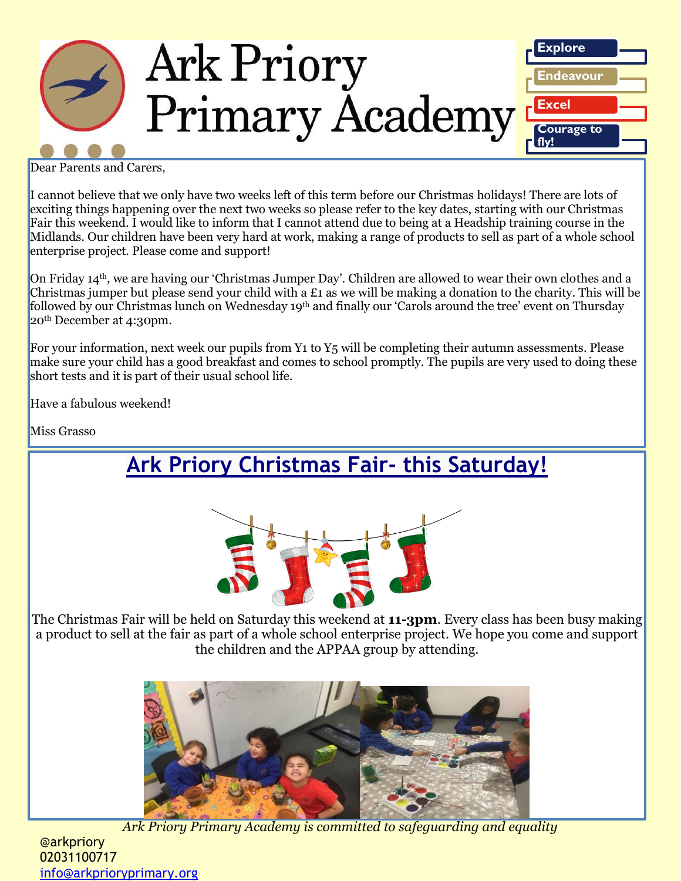# Ark Priory Primary Academy

Explore

Endeavour

Excel

Courage to fly!

Dear Parents and Carers,

I cannot believe that we only have two weeks left of this term before our Christmas holidays! There are lots of exciting things happening over the next two weeks so please refer to the key dates, starting with our Christmas Fair this weekend. I would like to inform that I cannot attend due to being at a Headship training course in the Midlands. Our children have been very hard at work, making a range of products to sell as part of a whole school enterprise project. Please come and support!

On Friday 14th, we are having our 'Christmas Jumper Day'. Children are allowed to wear their own clothes and a Christmas jumper but please send your child with a £1 as we will be making a donation to the charity. This will be followed by our Christmas lunch on Wednesday 19th and finally our 'Carols around the tree' event on Thursday 20th December at 4:30pm.

For your information, next week our pupils from Y1 to Y5 will be completing their autumn assessments. Please make sure your child has a good breakfast and comes to school promptly. The pupils are very used to doing these short tests and it is part of their usual school life.

Have a fabulous weekend!

Miss Grasso

## Ark Priory Christmas Fair- this Saturday!

The Christmas Fair will be held on Saturday this weekend at **11-3pm**. Every class has been busy making a product to sell at the fair as part of a whole school enterprise project. We hope you come and support the children and the APPAA group by attending.

*Ark Priory Primary Academy is committed to safeguarding and equality*

@arkpriory
02031100717
info@arkprioryprimary.org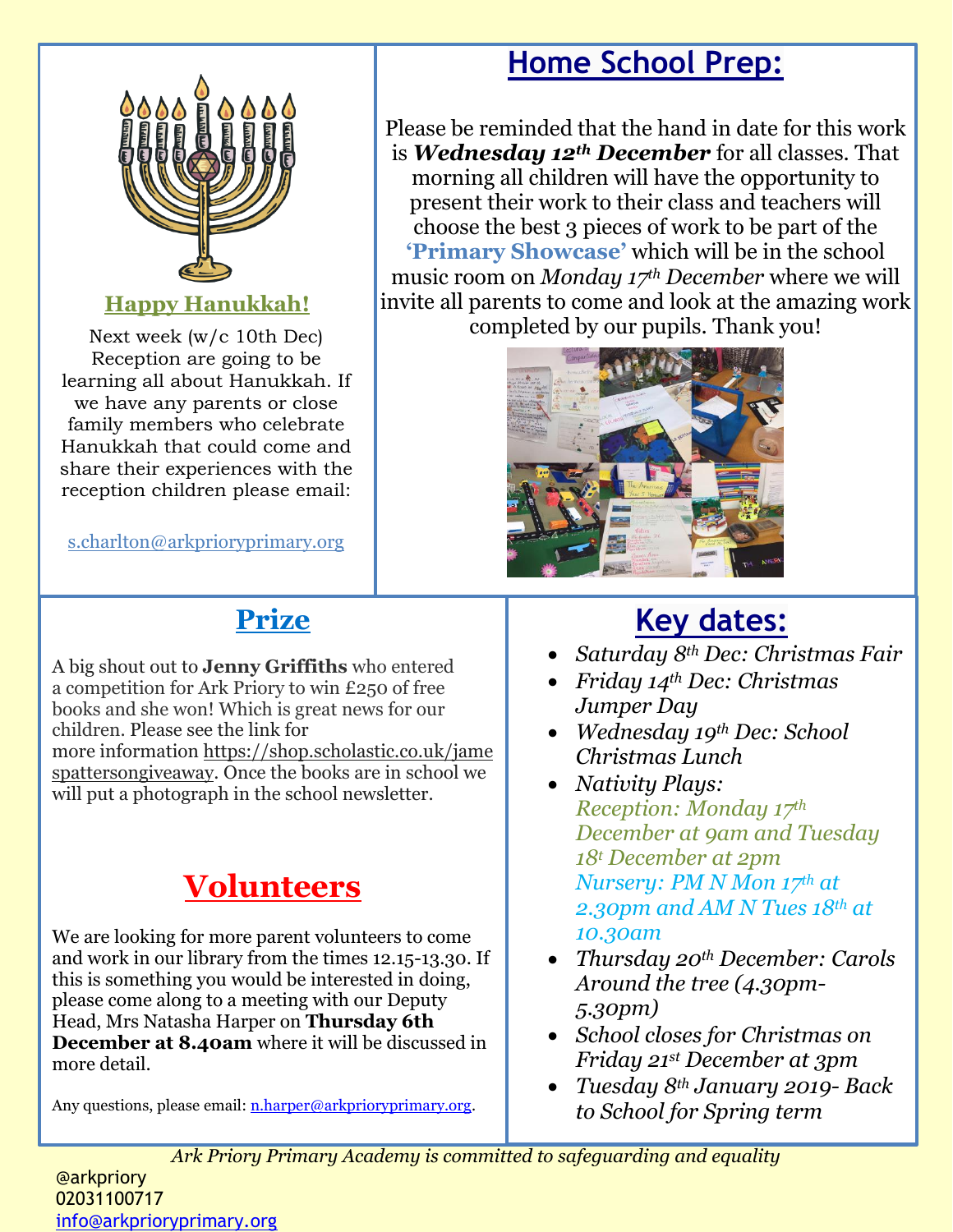## Happy Hanukkah!

Next week (w/c 10th Dec) Reception are going to be learning all about Hanukkah. If we have any parents or close family members who celebrate Hanukkah that could come and share their experiences with the reception children please email:

s.charlton@arkprioryprimary.org

## Home School Prep:

Please be reminded that the hand in date for this work is ***Wednesday 12th December*** for all classes. That morning all children will have the opportunity to present their work to their class and teachers will choose the best 3 pieces of work to be part of the **'Primary Showcase'** which will be in the school music room on *Monday 17th December* where we will invite all parents to come and look at the amazing work completed by our pupils. Thank you!

## Prize

A big shout out to **Jenny Griffiths** who entered a competition for Ark Priory to win £250 of free books and she won! Which is great news for our children. Please see the link for more information https://shop.scholastic.co.uk/jamespattersongiveaway. Once the books are in school we will put a photograph in the school newsletter.

## Volunteers

We are looking for more parent volunteers to come and work in our library from the times 12.15-13.30. If this is something you would be interested in doing, please come along to a meeting with our Deputy Head, Mrs Natasha Harper on **Thursday 6th December at 8.40am** where it will be discussed in more detail.

Any questions, please email: n.harper@arkprioryprimary.org.

## Key dates:

- *Saturday 8th Dec: Christmas Fair*
- *Friday 14th Dec: Christmas Jumper Day*
- *Wednesday 19th Dec: School Christmas Lunch*
- *Nativity Plays:*
  *Reception: Monday 17th December at 9am and Tuesday 18t December at 2pm*
  *Nursery: PM N Mon 17th at 2.30pm and AM N Tues 18th at 10.30am*
- *Thursday 20th December: Carols Around the tree (4.30pm-5.30pm)*
- *School closes for Christmas on Friday 21st December at 3pm*
- *Tuesday 8th January 2019- Back to School for Spring term*

*Ark Priory Primary Academy is committed to safeguarding and equality*

@arkpriory
02031100717
info@arkprioryprimary.org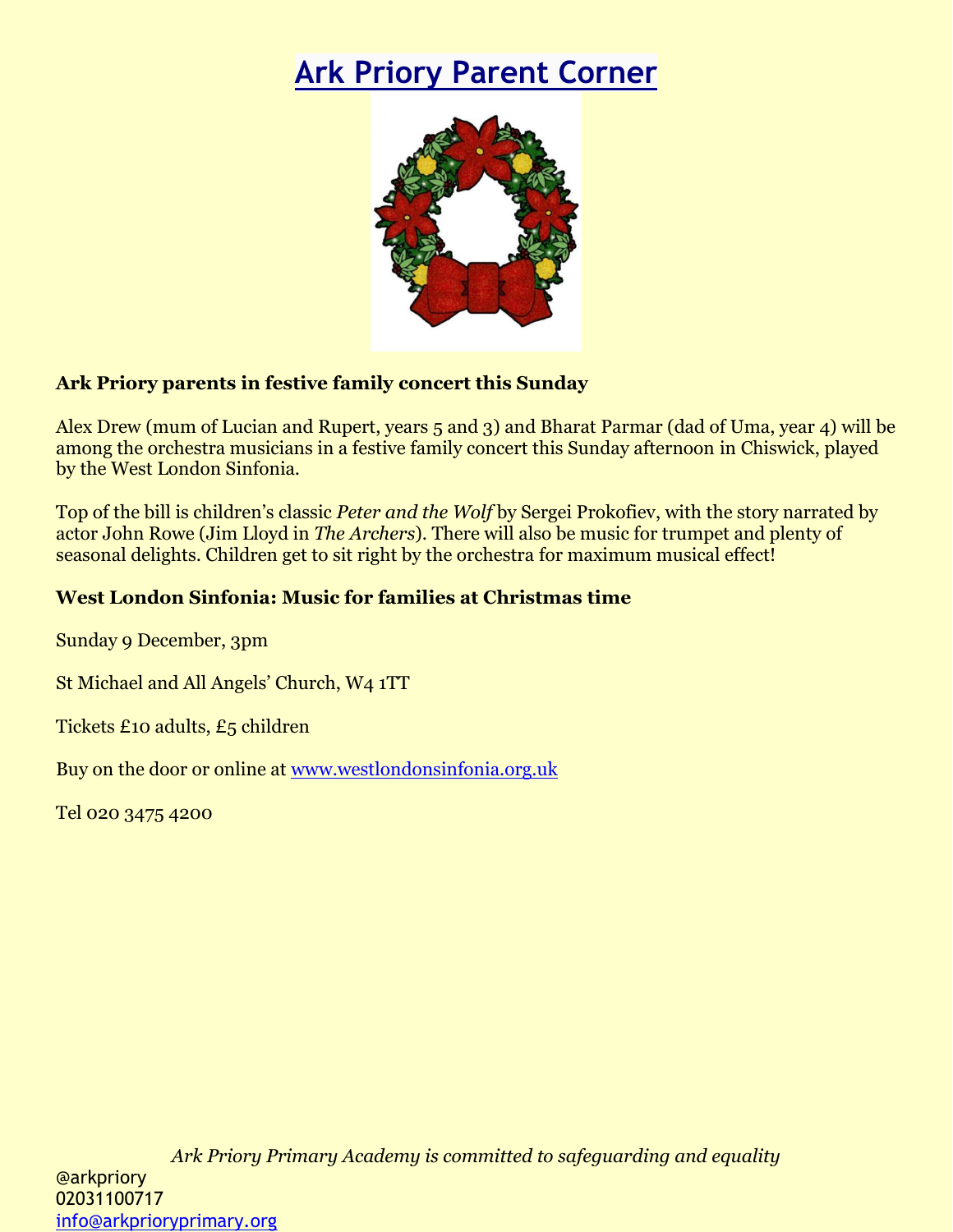# Ark Priory Parent Corner

**Ark Priory parents in festive family concert this Sunday**

Alex Drew (mum of Lucian and Rupert, years 5 and 3) and Bharat Parmar (dad of Uma, year 4) will be among the orchestra musicians in a festive family concert this Sunday afternoon in Chiswick, played by the West London Sinfonia.

Top of the bill is children's classic *Peter and the Wolf* by Sergei Prokofiev, with the story narrated by actor John Rowe (Jim Lloyd in *The Archers*). There will also be music for trumpet and plenty of seasonal delights. Children get to sit right by the orchestra for maximum musical effect!

**West London Sinfonia: Music for families at Christmas time**

Sunday 9 December, 3pm

St Michael and All Angels' Church, W4 1TT

Tickets £10 adults, £5 children

Buy on the door or online at www.westlondonsinfonia.org.uk

Tel 020 3475 4200

*Ark Priory Primary Academy is committed to safeguarding and equality*

@arkpriory
02031100717
info@arkprioryprimary.org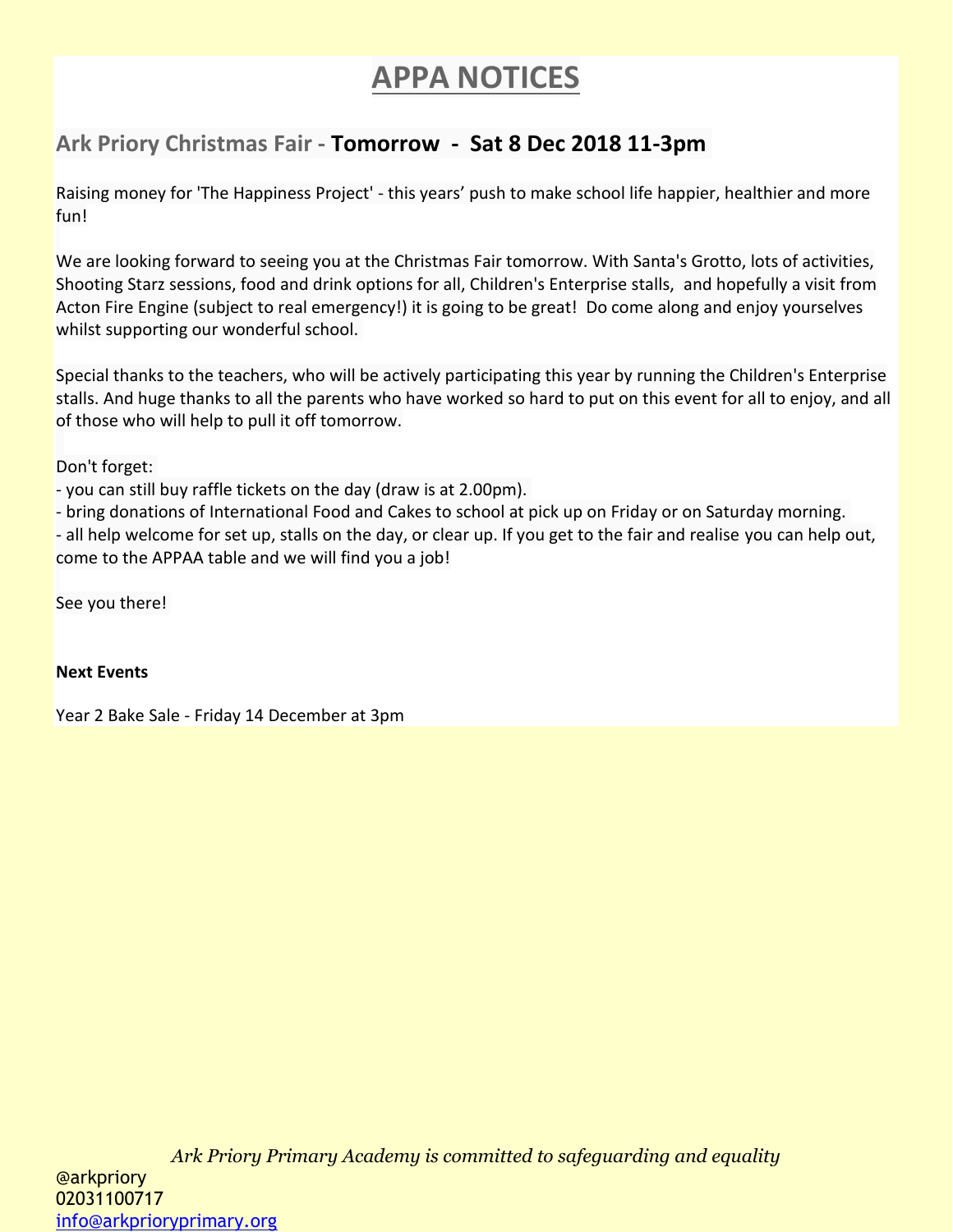# APPA NOTICES

## Ark Priory Christmas Fair - **Tomorrow - Sat 8 Dec 2018 11-3pm**

Raising money for 'The Happiness Project' - this years' push to make school life happier, healthier and more fun!

We are looking forward to seeing you at the Christmas Fair tomorrow. With Santa's Grotto, lots of activities, Shooting Starz sessions, food and drink options for all, Children's Enterprise stalls, and hopefully a visit from Acton Fire Engine (subject to real emergency!) it is going to be great! Do come along and enjoy yourselves whilst supporting our wonderful school.

Special thanks to the teachers, who will be actively participating this year by running the Children's Enterprise stalls. And huge thanks to all the parents who have worked so hard to put on this event for all to enjoy, and all of those who will help to pull it off tomorrow.

Don't forget:
- you can still buy raffle tickets on the day (draw is at 2.00pm).
- bring donations of International Food and Cakes to school at pick up on Friday or on Saturday morning.
- all help welcome for set up, stalls on the day, or clear up. If you get to the fair and realise you can help out, come to the APPAA table and we will find you a job!

See you there!

**Next Events**

Year 2 Bake Sale - Friday 14 December at 3pm

*Ark Priory Primary Academy is committed to safeguarding and equality*

@arkpriory
02031100717
info@arkprioryprimary.org